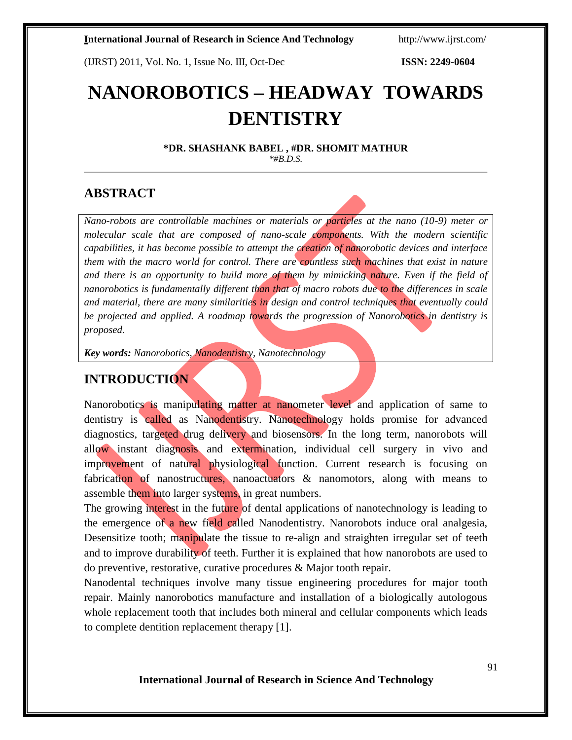# NANOROBOTICS – HEADWAY TOWARDS DENTISTRY

**\*DR. SHASHANK BABEL , #DR. SHOMIT MATHUR**

*\*#B.D.S.*

## ABSTRACT

*Nano-robots are controllable machines or materials or particles at the nano (10-9) meter or molecular scale that are composed of nano-scale components. With the modern scientific capabilities, it has become possible to attempt the creation of nanorobotic devices and interface them with the macro world for control. There are countless such machines that exist in nature and there is an opportunity to build more of them by mimicking nature. Even if the field of nanorobotics is fundamentally different than that of macro robots due to the differences in scale and material, there are many similarities in design and control techniques that eventually could be projected and applied. A roadmap towards the progression of Nanorobotics in dentistry is proposed.*

***Key words:** Nanorobotics, Nanodentistry, Nanotechnology*

## INTRODUCTION

Nanorobotics is manipulating matter at nanometer level and application of same to dentistry is called as Nanodentistry. Nanotechnology holds promise for advanced diagnostics, targeted drug delivery and biosensors. In the long term, nanorobots will allow instant diagnosis and extermination, individual cell surgery in vivo and improvement of natural physiological function. Current research is focusing on fabrication of nanostructures, nanoactuators & nanomotors, along with means to assemble them into larger systems, in great numbers.

The growing interest in the future of dental applications of nanotechnology is leading to the emergence of a new field called Nanodentistry. Nanorobots induce oral analgesia, Desensitize tooth; manipulate the tissue to re-align and straighten irregular set of teeth and to improve durability of teeth. Further it is explained that how nanorobots are used to do preventive, restorative, curative procedures & Major tooth repair.

Nanodental techniques involve many tissue engineering procedures for major tooth repair. Mainly nanorobotics manufacture and installation of a biologically autologous whole replacement tooth that includes both mineral and cellular components which leads to complete dentition replacement therapy [1].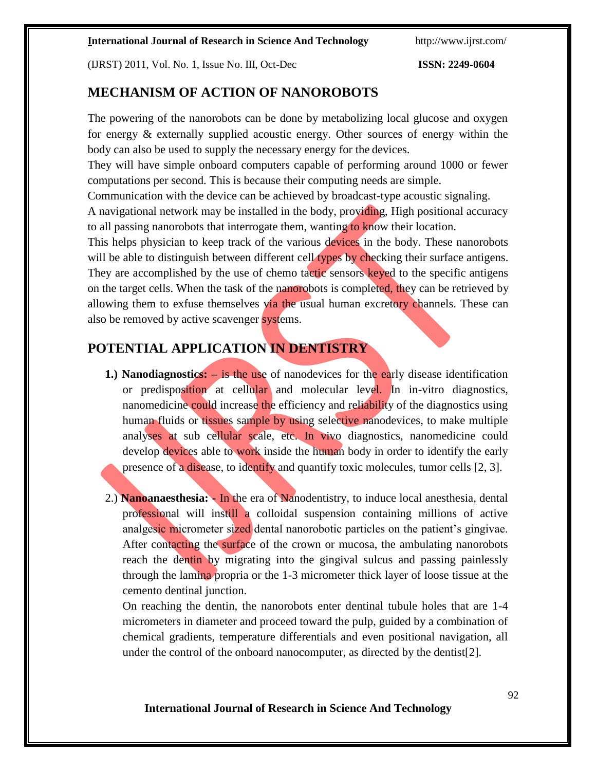## MECHANISM OF ACTION OF NANOROBOTS

The powering of the nanorobots can be done by metabolizing local glucose and oxygen for energy & externally supplied acoustic energy. Other sources of energy within the body can also be used to supply the necessary energy for the devices.

They will have simple onboard computers capable of performing around 1000 or fewer computations per second. This is because their computing needs are simple.

Communication with the device can be achieved by broadcast-type acoustic signaling.

A navigational network may be installed in the body, providing, High positional accuracy to all passing nanorobots that interrogate them, wanting to know their location.

This helps physician to keep track of the various devices in the body. These nanorobots will be able to distinguish between different cell types by checking their surface antigens. They are accomplished by the use of chemo tactic sensors keyed to the specific antigens on the target cells. When the task of the nanorobots is completed, they can be retrieved by allowing them to exfuse themselves via the usual human excretory channels. These can also be removed by active scavenger systems.

## POTENTIAL APPLICATION IN DENTISTRY

**1.) Nanodiagnostics: –** is the use of nanodevices for the early disease identification or predisposition at cellular and molecular level. In in-vitro diagnostics, nanomedicine could increase the efficiency and reliability of the diagnostics using human fluids or tissues sample by using selective nanodevices, to make multiple analyses at sub cellular scale, etc. In vivo diagnostics, nanomedicine could develop devices able to work inside the human body in order to identify the early presence of a disease, to identify and quantify toxic molecules, tumor cells [2, 3].

2.) **Nanoanaesthesia: -** In the era of Nanodentistry, to induce local anesthesia, dental professional will instill a colloidal suspension containing millions of active analgesic micrometer sized dental nanorobotic particles on the patient's gingivae. After contacting the surface of the crown or mucosa, the ambulating nanorobots reach the dentin by migrating into the gingival sulcus and passing painlessly through the lamina propria or the 1-3 micrometer thick layer of loose tissue at the cemento dentinal junction.

On reaching the dentin, the nanorobots enter dentinal tubule holes that are 1-4 micrometers in diameter and proceed toward the pulp, guided by a combination of chemical gradients, temperature differentials and even positional navigation, all under the control of the onboard nanocomputer, as directed by the dentist[2].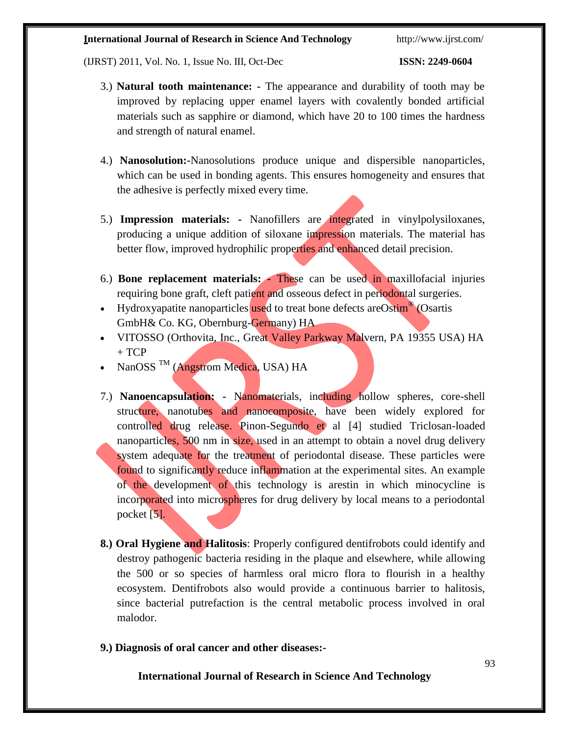3.) **Natural tooth maintenance: -** The appearance and durability of tooth may be improved by replacing upper enamel layers with covalently bonded artificial materials such as sapphire or diamond, which have 20 to 100 times the hardness and strength of natural enamel.

4.) **Nanosolution:-**Nanosolutions produce unique and dispersible nanoparticles, which can be used in bonding agents. This ensures homogeneity and ensures that the adhesive is perfectly mixed every time.

5.) **Impression materials: -** Nanofillers are integrated in vinylpolysiloxanes, producing a unique addition of siloxane impression materials. The material has better flow, improved hydrophilic properties and enhanced detail precision.

6.) **Bone replacement materials: -** These can be used in maxillofacial injuries requiring bone graft, cleft patient and osseous defect in periodontal surgeries.

- Hydroxyapatite nanoparticles used to treat bone defects areOstim® (Osartis GmbH& Co. KG, Obernburg-Germany) HA
- VITOSSO (Orthovita, Inc., Great Valley Parkway Malvern, PA 19355 USA) HA + TCP
- NanOSS ™ (Angstrom Medica, USA) HA

7.) **Nanoencapsulation: -** Nanomaterials, including hollow spheres, core-shell structure, nanotubes and nanocomposite, have been widely explored for controlled drug release. Pinon-Segundo et al [4] studied Triclosan-loaded nanoparticles, 500 nm in size, used in an attempt to obtain a novel drug delivery system adequate for the treatment of periodontal disease. These particles were found to significantly reduce inflammation at the experimental sites. An example of the development of this technology is arestin in which minocycline is incorporated into microspheres for drug delivery by local means to a periodontal pocket [5].

**8.) Oral Hygiene and Halitosis**: Properly configured dentifrobots could identify and destroy pathogenic bacteria residing in the plaque and elsewhere, while allowing the 500 or so species of harmless oral micro flora to flourish in a healthy ecosystem. Dentifrobots also would provide a continuous barrier to halitosis, since bacterial putrefaction is the central metabolic process involved in oral malodor.

**9.) Diagnosis of oral cancer and other diseases:-**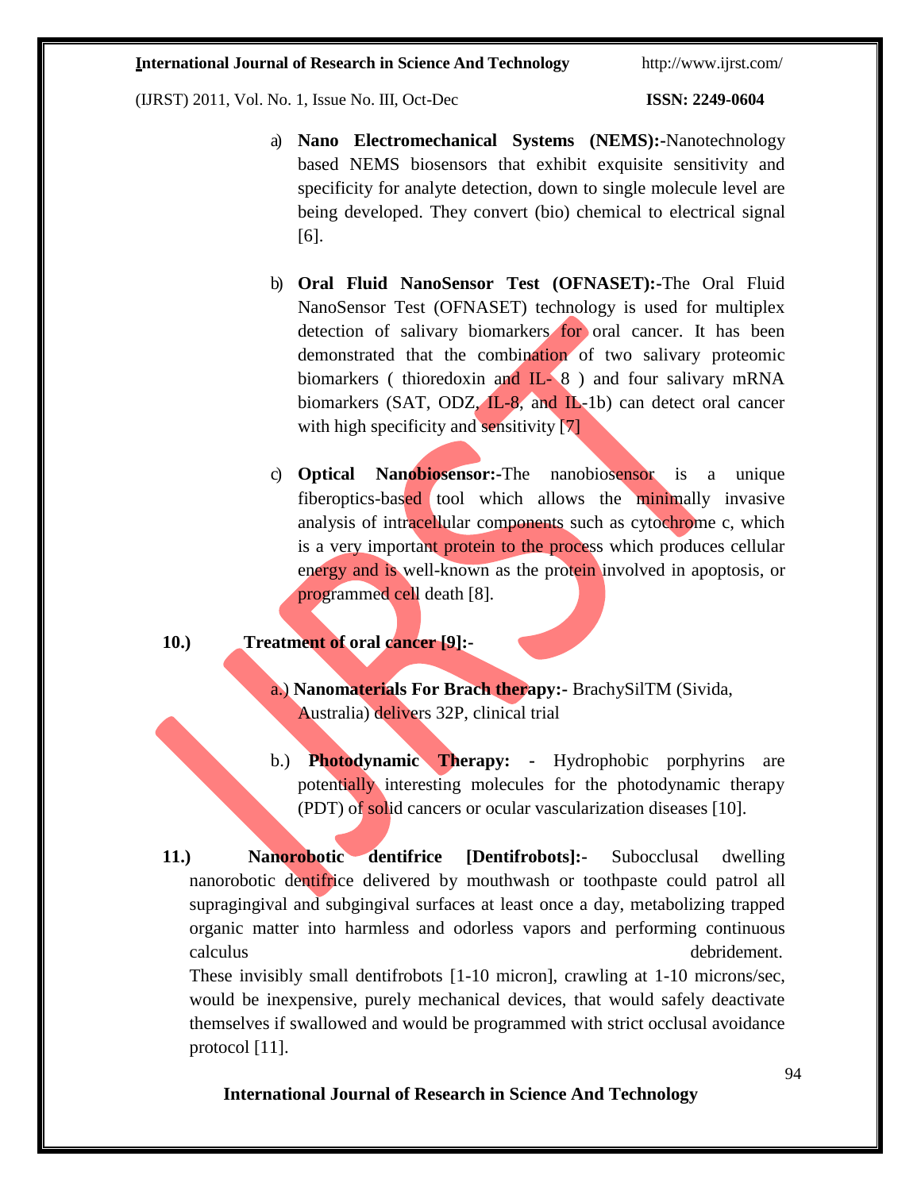a) **Nano Electromechanical Systems (NEMS):-**Nanotechnology based NEMS biosensors that exhibit exquisite sensitivity and specificity for analyte detection, down to single molecule level are being developed. They convert (bio) chemical to electrical signal [6].

b) **Oral Fluid NanoSensor Test (OFNASET):-**The Oral Fluid NanoSensor Test (OFNASET) technology is used for multiplex detection of salivary biomarkers for oral cancer. It has been demonstrated that the combination of two salivary proteomic biomarkers ( thioredoxin and IL- 8 ) and four salivary mRNA biomarkers (SAT, ODZ, IL-8, and IL-1b) can detect oral cancer with high specificity and sensitivity [7]

c) **Optical Nanobiosensor:-**The nanobiosensor is a unique fiberoptics-based tool which allows the minimally invasive analysis of intracellular components such as cytochrome c, which is a very important protein to the process which produces cellular energy and is well-known as the protein involved in apoptosis, or programmed cell death [8].

**10.) Treatment of oral cancer [9]:-**

a.) **Nanomaterials For Brach therapy:-** BrachySilTM (Sivida, Australia) delivers 32P, clinical trial

b.) **Photodynamic Therapy: -** Hydrophobic porphyrins are potentially interesting molecules for the photodynamic therapy (PDT) of solid cancers or ocular vascularization diseases [10].

**11.) Nanorobotic dentifrice [Dentifrobots]:-** Subocclusal dwelling nanorobotic dentifrice delivered by mouthwash or toothpaste could patrol all supragingival and subgingival surfaces at least once a day, metabolizing trapped organic matter into harmless and odorless vapors and performing continuous calculus debridement.

These invisibly small dentifrobots [1-10 micron], crawling at 1-10 microns/sec, would be inexpensive, purely mechanical devices, that would safely deactivate themselves if swallowed and would be programmed with strict occlusal avoidance protocol [11].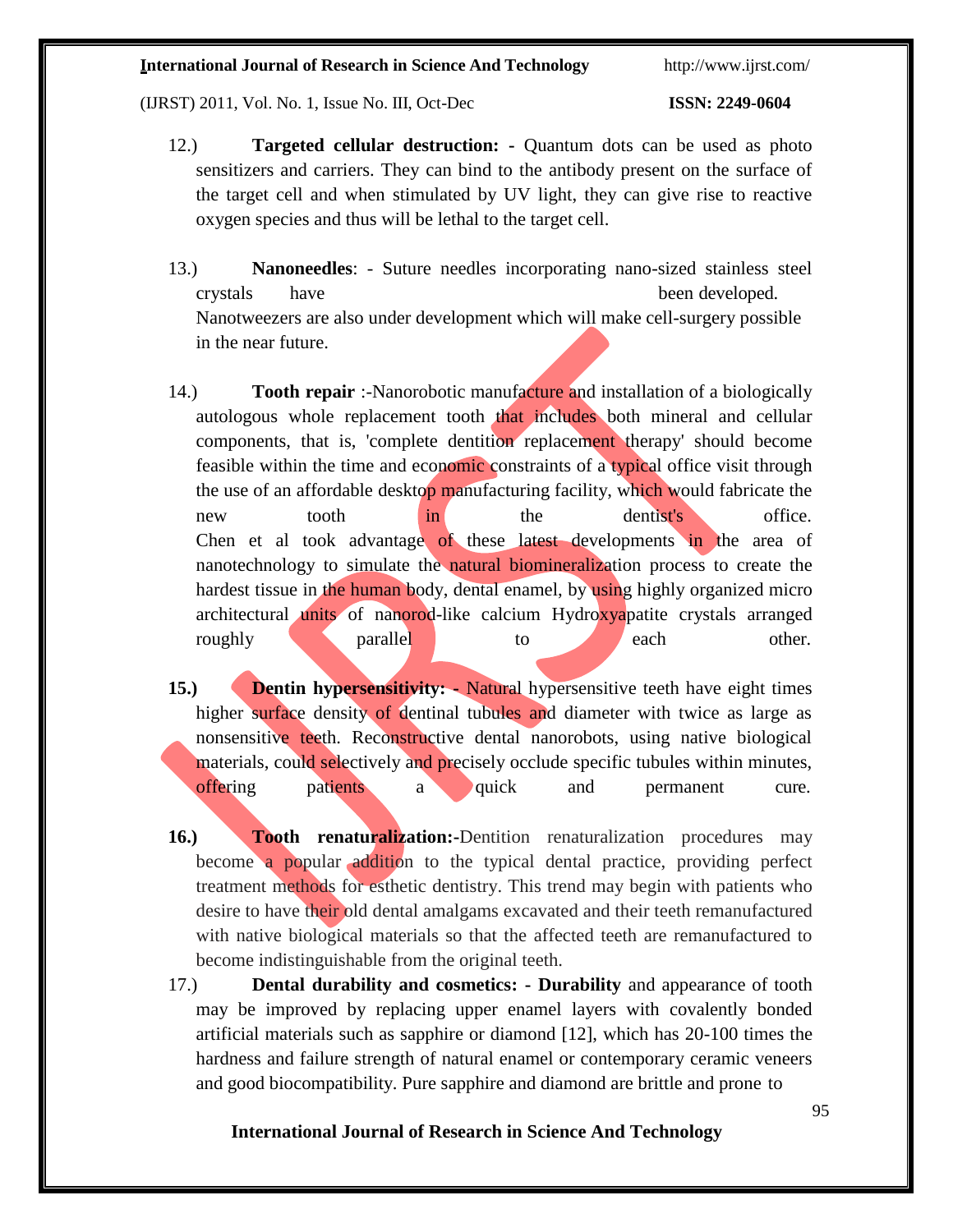12.) **Targeted cellular destruction: -** Quantum dots can be used as photo sensitizers and carriers. They can bind to the antibody present on the surface of the target cell and when stimulated by UV light, they can give rise to reactive oxygen species and thus will be lethal to the target cell.

13.) **Nanoneedles**: - Suture needles incorporating nano-sized stainless steel crystals have been developed. Nanotweezers are also under development which will make cell-surgery possible in the near future.

14.) **Tooth repair** :-Nanorobotic manufacture and installation of a biologically autologous whole replacement tooth that includes both mineral and cellular components, that is, 'complete dentition replacement therapy' should become feasible within the time and economic constraints of a typical office visit through the use of an affordable desktop manufacturing facility, which would fabricate the new tooth in the dentist's office. Chen et al took advantage of these latest developments in the area of nanotechnology to simulate the natural biomineralization process to create the hardest tissue in the human body, dental enamel, by using highly organized micro architectural units of nanorod-like calcium Hydroxyapatite crystals arranged roughly parallel to each other.

**15.) Dentin hypersensitivity: -** Natural hypersensitive teeth have eight times higher surface density of dentinal tubules and diameter with twice as large as nonsensitive teeth. Reconstructive dental nanorobots, using native biological materials, could selectively and precisely occlude specific tubules within minutes, offering patients a quick and permanent cure.

**16.) Tooth renaturalization:-**Dentition renaturalization procedures may become a popular addition to the typical dental practice, providing perfect treatment methods for esthetic dentistry. This trend may begin with patients who desire to have their old dental amalgams excavated and their teeth remanufactured with native biological materials so that the affected teeth are remanufactured to become indistinguishable from the original teeth.

17.) **Dental durability and cosmetics: - Durability** and appearance of tooth may be improved by replacing upper enamel layers with covalently bonded artificial materials such as sapphire or diamond [12], which has 20-100 times the hardness and failure strength of natural enamel or contemporary ceramic veneers and good biocompatibility. Pure sapphire and diamond are brittle and prone to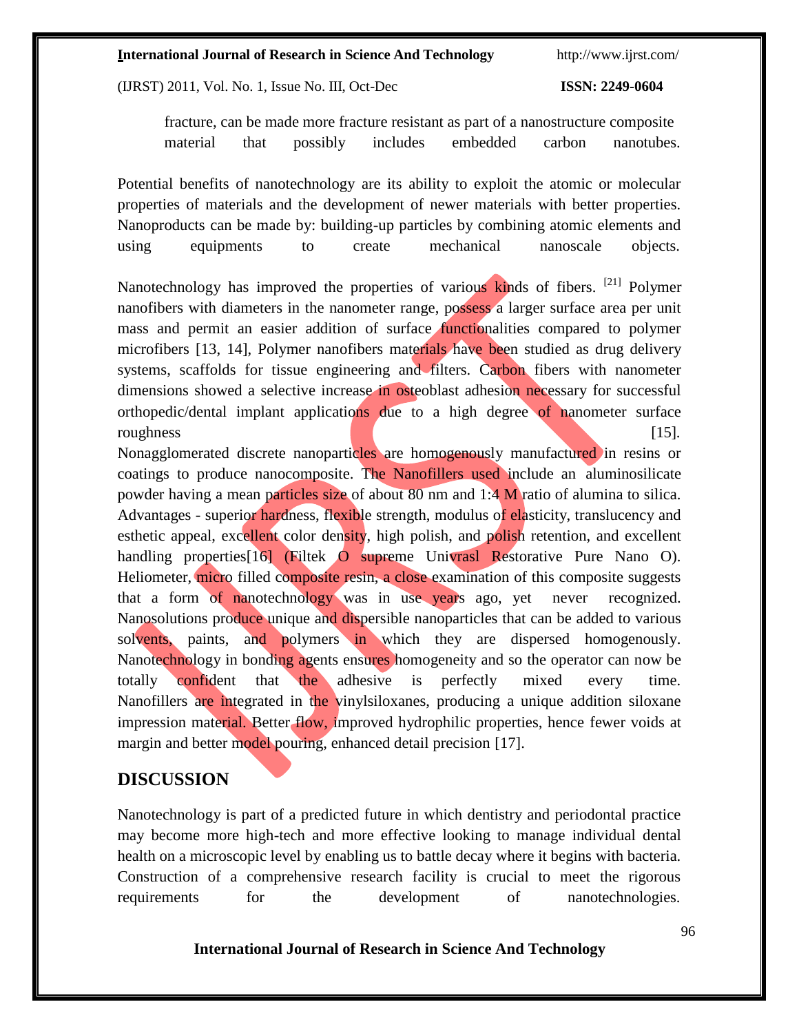fracture, can be made more fracture resistant as part of a nanostructure composite material that possibly includes embedded carbon nanotubes.

Potential benefits of nanotechnology are its ability to exploit the atomic or molecular properties of materials and the development of newer materials with better properties. Nanoproducts can be made by: building-up particles by combining atomic elements and using equipments to create mechanical nanoscale objects.

Nanotechnology has improved the properties of various kinds of fibers. [21] Polymer nanofibers with diameters in the nanometer range, possess a larger surface area per unit mass and permit an easier addition of surface functionalities compared to polymer microfibers [13, 14], Polymer nanofibers materials have been studied as drug delivery systems, scaffolds for tissue engineering and filters. Carbon fibers with nanometer dimensions showed a selective increase in osteoblast adhesion necessary for successful orthopedic/dental implant applications due to a high degree of nanometer surface roughness [15].
Nonagglomerated discrete nanoparticles are homogenously manufactured in resins or coatings to produce nanocomposite. The Nanofillers used include an aluminosilicate powder having a mean particles size of about 80 nm and 1:4 M ratio of alumina to silica. Advantages - superior hardness, flexible strength, modulus of elasticity, translucency and esthetic appeal, excellent color density, high polish, and polish retention, and excellent handling properties[16] (Filtek O supreme Univrasl Restorative Pure Nano O). Heliometer, micro filled composite resin, a close examination of this composite suggests that a form of nanotechnology was in use years ago, yet never recognized. Nanosolutions produce unique and dispersible nanoparticles that can be added to various solvents, paints, and polymers in which they are dispersed homogenously. Nanotechnology in bonding agents ensures homogeneity and so the operator can now be totally confident that the adhesive is perfectly mixed every time. Nanofillers are integrated in the vinylsiloxanes, producing a unique addition siloxane impression material. Better flow, improved hydrophilic properties, hence fewer voids at margin and better model pouring, enhanced detail precision [17].

## DISCUSSION

Nanotechnology is part of a predicted future in which dentistry and periodontal practice may become more high-tech and more effective looking to manage individual dental health on a microscopic level by enabling us to battle decay where it begins with bacteria. Construction of a comprehensive research facility is crucial to meet the rigorous requirements for the development of nanotechnologies.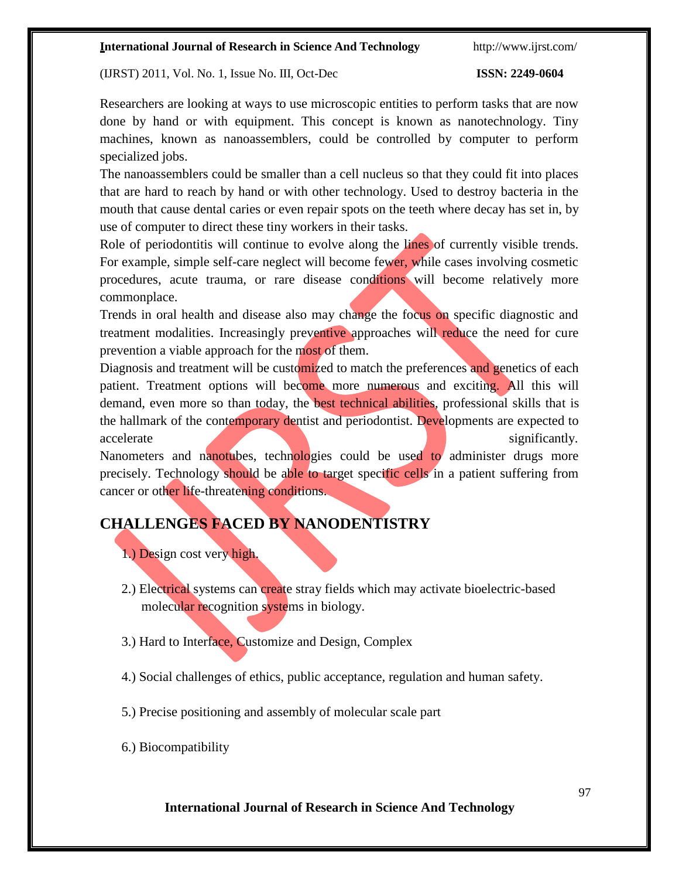Researchers are looking at ways to use microscopic entities to perform tasks that are now done by hand or with equipment. This concept is known as nanotechnology. Tiny machines, known as nanoassemblers, could be controlled by computer to perform specialized jobs.

The nanoassemblers could be smaller than a cell nucleus so that they could fit into places that are hard to reach by hand or with other technology. Used to destroy bacteria in the mouth that cause dental caries or even repair spots on the teeth where decay has set in, by use of computer to direct these tiny workers in their tasks.

Role of periodontitis will continue to evolve along the lines of currently visible trends. For example, simple self-care neglect will become fewer, while cases involving cosmetic procedures, acute trauma, or rare disease conditions will become relatively more commonplace.

Trends in oral health and disease also may change the focus on specific diagnostic and treatment modalities. Increasingly preventive approaches will reduce the need for cure prevention a viable approach for the most of them.

Diagnosis and treatment will be customized to match the preferences and genetics of each patient. Treatment options will become more numerous and exciting. All this will demand, even more so than today, the best technical abilities, professional skills that is the hallmark of the contemporary dentist and periodontist. Developments are expected to accelerate significantly.

Nanometers and nanotubes, technologies could be used to administer drugs more precisely. Technology should be able to target specific cells in a patient suffering from cancer or other life-threatening conditions.

## CHALLENGES FACED BY NANODENTISTRY

1.) Design cost very high.

2.) Electrical systems can create stray fields which may activate bioelectric-based molecular recognition systems in biology.

3.) Hard to Interface, Customize and Design, Complex

4.) Social challenges of ethics, public acceptance, regulation and human safety.

5.) Precise positioning and assembly of molecular scale part

6.) Biocompatibility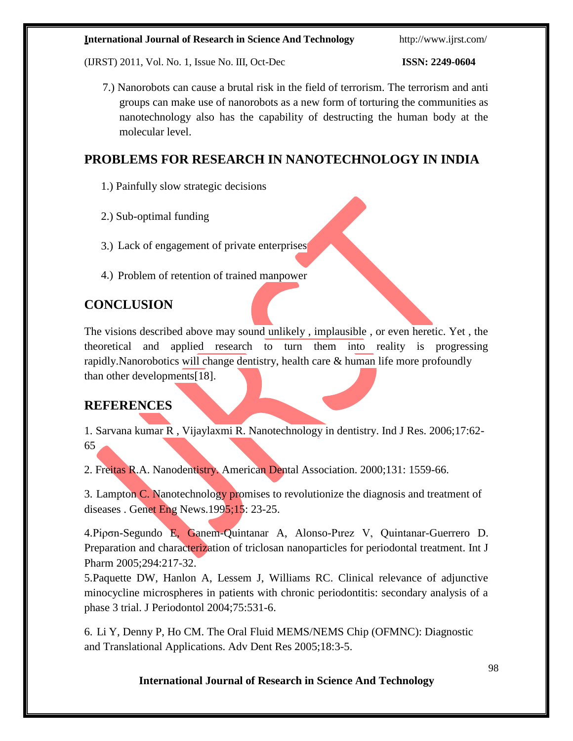7.) Nanorobots can cause a brutal risk in the field of terrorism. The terrorism and anti groups can make use of nanorobots as a new form of torturing the communities as nanotechnology also has the capability of destructing the human body at the molecular level.

## PROBLEMS FOR RESEARCH IN NANOTECHNOLOGY IN INDIA

1.) Painfully slow strategic decisions

2.) Sub-optimal funding

3.) Lack of engagement of private enterprises

4.) Problem of retention of trained manpower

## CONCLUSION

The visions described above may sound unlikely , implausible , or even heretic. Yet , the theoretical and applied research to turn them into reality is progressing rapidly.Nanorobotics will change dentistry, health care & human life more profoundly than other developments[18].

## REFERENCES

1. Sarvana kumar R , Vijaylaxmi R. Nanotechnology in dentistry. Ind J Res. 2006;17:62-65

2. Freitas R.A. Nanodentistry. American Dental Association. 2000;131: 1559-66.

3. Lampton C. Nanotechnology promises to revolutionize the diagnosis and treatment of diseases . Genet Eng News.1995;15: 23-25.

4.Piρσn-Segundo E, Ganem-Quintanar A, Alonso-Pιrez V, Quintanar-Guerrero D. Preparation and characterization of triclosan nanoparticles for periodontal treatment. Int J Pharm 2005;294:217-32.

5.Paquette DW, Hanlon A, Lessem J, Williams RC. Clinical relevance of adjunctive minocycline microspheres in patients with chronic periodontitis: secondary analysis of a phase 3 trial. J Periodontol 2004;75:531-6.

6. Li Y, Denny P, Ho CM. The Oral Fluid MEMS/NEMS Chip (OFMNC): Diagnostic and Translational Applications. Adv Dent Res 2005;18:3-5.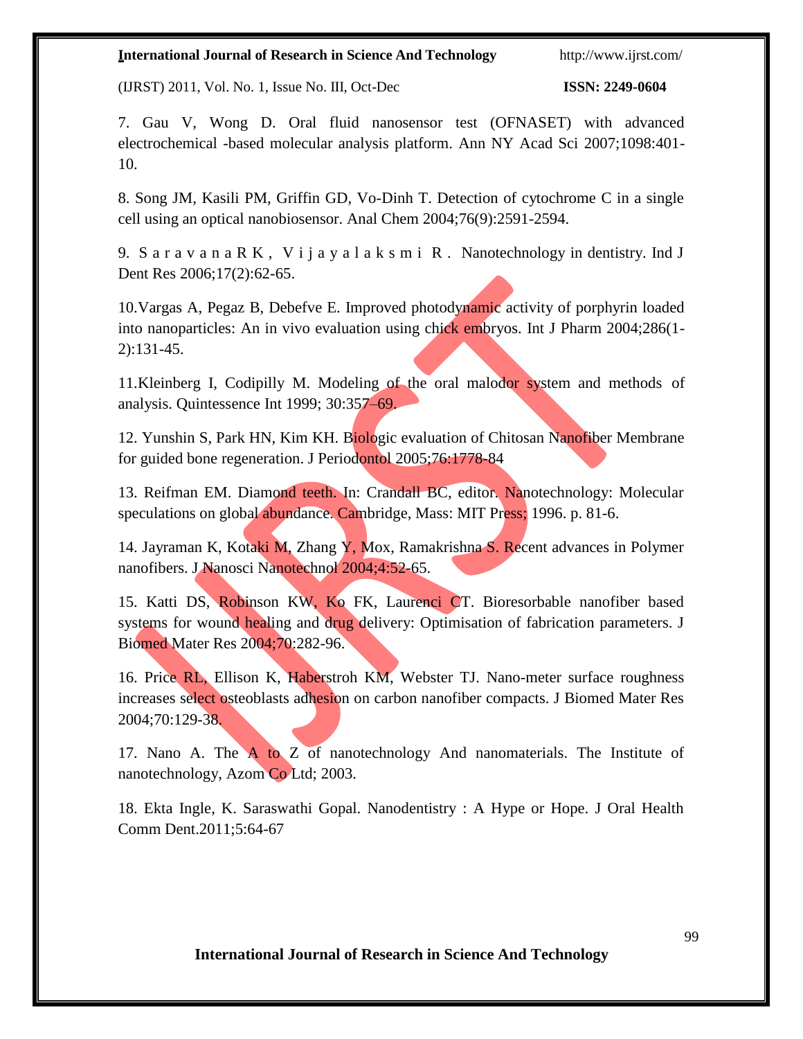7. Gau V, Wong D. Oral fluid nanosensor test (OFNASET) with advanced electrochemical -based molecular analysis platform. Ann NY Acad Sci 2007;1098:401-10.

8. Song JM, Kasili PM, Griffin GD, Vo-Dinh T. Detection of cytochrome C in a single cell using an optical nanobiosensor. Anal Chem 2004;76(9):2591-2594.

9. S a r a v a n a R K , V i j a y a l a k s m i R . Nanotechnology in dentistry. Ind J Dent Res 2006;17(2):62-65.

10.Vargas A, Pegaz B, Debefve E. Improved photodynamic activity of porphyrin loaded into nanoparticles: An in vivo evaluation using chick embryos. Int J Pharm 2004;286(1-2):131-45.

11.Kleinberg I, Codipilly M. Modeling of the oral malodor system and methods of analysis. Quintessence Int 1999; 30:357–69.

12. Yunshin S, Park HN, Kim KH. Biologic evaluation of Chitosan Nanofiber Membrane for guided bone regeneration. J Periodontol 2005;76:1778-84

13. Reifman EM. Diamond teeth. In: Crandall BC, editor. Nanotechnology: Molecular speculations on global abundance. Cambridge, Mass: MIT Press; 1996. p. 81-6.

14. Jayraman K, Kotaki M, Zhang Y, Mox, Ramakrishna S. Recent advances in Polymer nanofibers. J Nanosci Nanotechnol 2004;4:52-65.

15. Katti DS, Robinson KW, Ko FK, Laurenci CT. Bioresorbable nanofiber based systems for wound healing and drug delivery: Optimisation of fabrication parameters. J Biomed Mater Res 2004;70:282-96.

16. Price RL, Ellison K, Haberstroh KM, Webster TJ. Nano-meter surface roughness increases select osteoblasts adhesion on carbon nanofiber compacts. J Biomed Mater Res 2004;70:129-38.

17. Nano A. The A to Z of nanotechnology And nanomaterials. The Institute of nanotechnology, Azom Co Ltd; 2003.

18. Ekta Ingle, K. Saraswathi Gopal. Nanodentistry : A Hype or Hope. J Oral Health Comm Dent.2011;5:64-67